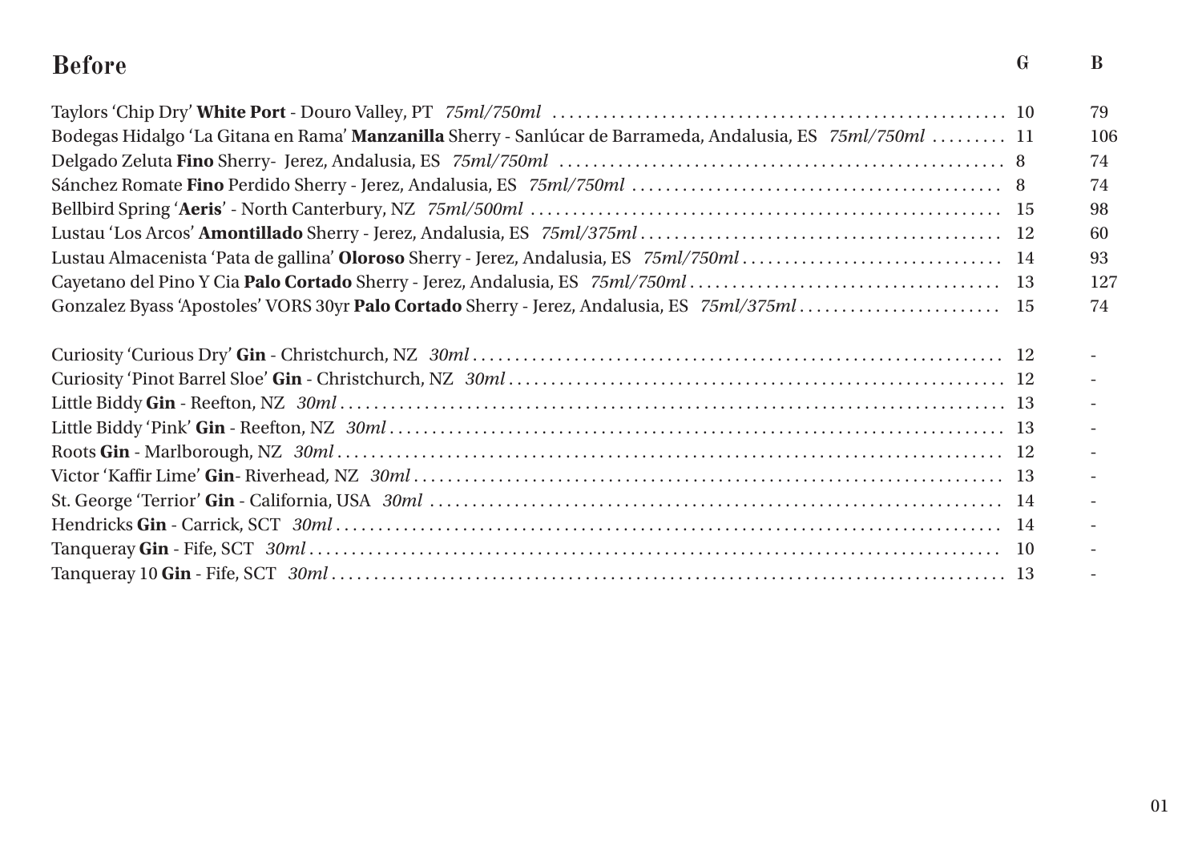# Before

| | G | B |
|---|---|---|
| Taylors ‘Chip Dry’ **White Port** - Douro Valley, PT *75ml/750ml* | 10 | 79 |
| Bodegas Hidalgo ‘La Gitana en Rama’ **Manzanilla** Sherry - Sanlúcar de Barrameda, Andalusia, ES *75ml/750ml* | 11 | 106 |
| Delgado Zeluta **Fino** Sherry- Jerez, Andalusia, ES *75ml/750ml* | 8 | 74 |
| Sánchez Romate **Fino** Perdido Sherry - Jerez, Andalusia, ES *75ml/750ml* | 8 | 74 |
| Bellbird Spring ‘**Aeris**’ - North Canterbury, NZ *75ml/500ml* | 15 | 98 |
| Lustau ‘Los Arcos’ **Amontillado** Sherry - Jerez, Andalusia, ES *75ml/375ml* | 12 | 60 |
| Lustau Almacenista ‘Pata de gallina’ **Oloroso** Sherry - Jerez, Andalusia, ES *75ml/750ml* | 14 | 93 |
| Cayetano del Pino Y Cia **Palo Cortado** Sherry - Jerez, Andalusia, ES *75ml/750ml* | 13 | 127 |
| Gonzalez Byass ‘Apostoles’ VORS 30yr **Palo Cortado** Sherry - Jerez, Andalusia, ES *75ml/375ml* | 15 | 74 |
| | | |
| Curiosity ‘Curious Dry’ **Gin** - Christchurch, NZ *30ml* | 12 | - |
| Curiosity ‘Pinot Barrel Sloe’ **Gin** - Christchurch, NZ *30ml* | 12 | - |
| Little Biddy **Gin** - Reefton, NZ *30ml* | 13 | - |
| Little Biddy ‘Pink’ **Gin** - Reefton, NZ *30ml* | 13 | - |
| Roots **Gin** - Marlborough, NZ *30ml* | 12 | - |
| Victor ‘Kaffir Lime’ **Gin**- Riverhead, NZ *30ml* | 13 | - |
| St. George ‘Terrior’ **Gin** - California, USA *30ml* | 14 | - |
| Hendricks **Gin** - Carrick, SCT *30ml* | 14 | - |
| Tanqueray **Gin** - Fife, SCT *30ml* | 10 | - |
| Tanqueray 10 **Gin** - Fife, SCT *30ml* | 13 | - |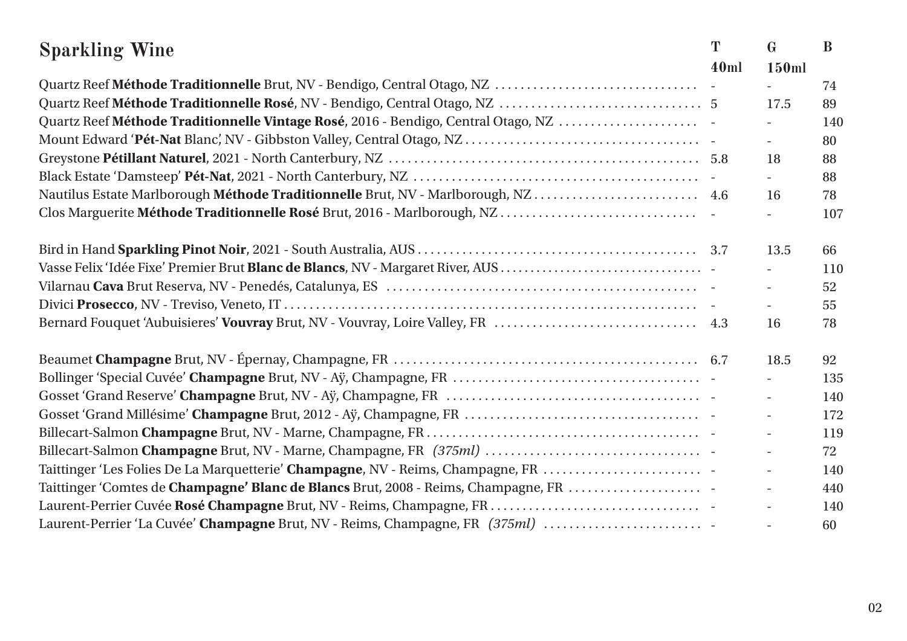## Sparkling Wine

| Wine | T 40ml | G 150ml | B |
|---|---|---|---|
| Quartz Reef **Méthode Traditionnelle** Brut, NV - Bendigo, Central Otago, NZ | - | - | 74 |
| Quartz Reef **Méthode Traditionnelle Rosé**, NV - Bendigo, Central Otago, NZ | 5 | 17.5 | 89 |
| Quartz Reef **Méthode Traditionnelle Vintage Rosé**, 2016 - Bendigo, Central Otago, NZ | - | - | 140 |
| Mount Edward '**Pét-Nat** Blanc', NV - Gibbston Valley, Central Otago, NZ | - | - | 80 |
| Greystone **Pétillant Naturel**, 2021 - North Canterbury, NZ | 5.8 | 18 | 88 |
| Black Estate 'Damsteep' **Pét-Nat**, 2021 - North Canterbury, NZ | - | - | 88 |
| Nautilus Estate Marlborough **Méthode Traditionnelle** Brut, NV - Marlborough, NZ | 4.6 | 16 | 78 |
| Clos Marguerite **Méthode Traditionnelle Rosé** Brut, 2016 - Marlborough, NZ | - | - | 107 |
| | | | |
| Bird in Hand **Sparkling Pinot Noir**, 2021 - South Australia, AUS | 3.7 | 13.5 | 66 |
| Vasse Felix 'Idée Fixe' Premier Brut **Blanc de Blancs**, NV - Margaret River, AUS | - | - | 110 |
| Vilarnau **Cava** Brut Reserva, NV - Penedés, Catalunya, ES | - | - | 52 |
| Divici **Prosecco**, NV - Treviso, Veneto, IT | - | - | 55 |
| Bernard Fouquet 'Aubuisieres' **Vouvray** Brut, NV - Vouvray, Loire Valley, FR | 4.3 | 16 | 78 |
| | | | |
| Beaumet **Champagne** Brut, NV - Épernay, Champagne, FR | 6.7 | 18.5 | 92 |
| Bollinger 'Special Cuvée' **Champagne** Brut, NV - Aÿ, Champagne, FR | - | - | 135 |
| Gosset 'Grand Reserve' **Champagne** Brut, NV - Aÿ, Champagne, FR | - | - | 140 |
| Gosset 'Grand Millésime' **Champagne** Brut, 2012 - Aÿ, Champagne, FR | - | - | 172 |
| Billecart-Salmon **Champagne** Brut, NV - Marne, Champagne, FR | - | - | 119 |
| Billecart-Salmon **Champagne** Brut, NV - Marne, Champagne, FR *(375ml)* | - | - | 72 |
| Taittinger 'Les Folies De La Marquetterie' **Champagne**, NV - Reims, Champagne, FR | - | - | 140 |
| Taittinger 'Comtes de **Champagne' Blanc de Blancs** Brut, 2008 - Reims, Champagne, FR | - | - | 440 |
| Laurent-Perrier Cuvée **Rosé Champagne** Brut, NV - Reims, Champagne, FR | - | - | 140 |
| Laurent-Perrier 'La Cuvée' **Champagne** Brut, NV - Reims, Champagne, FR *(375ml)* | - | - | 60 |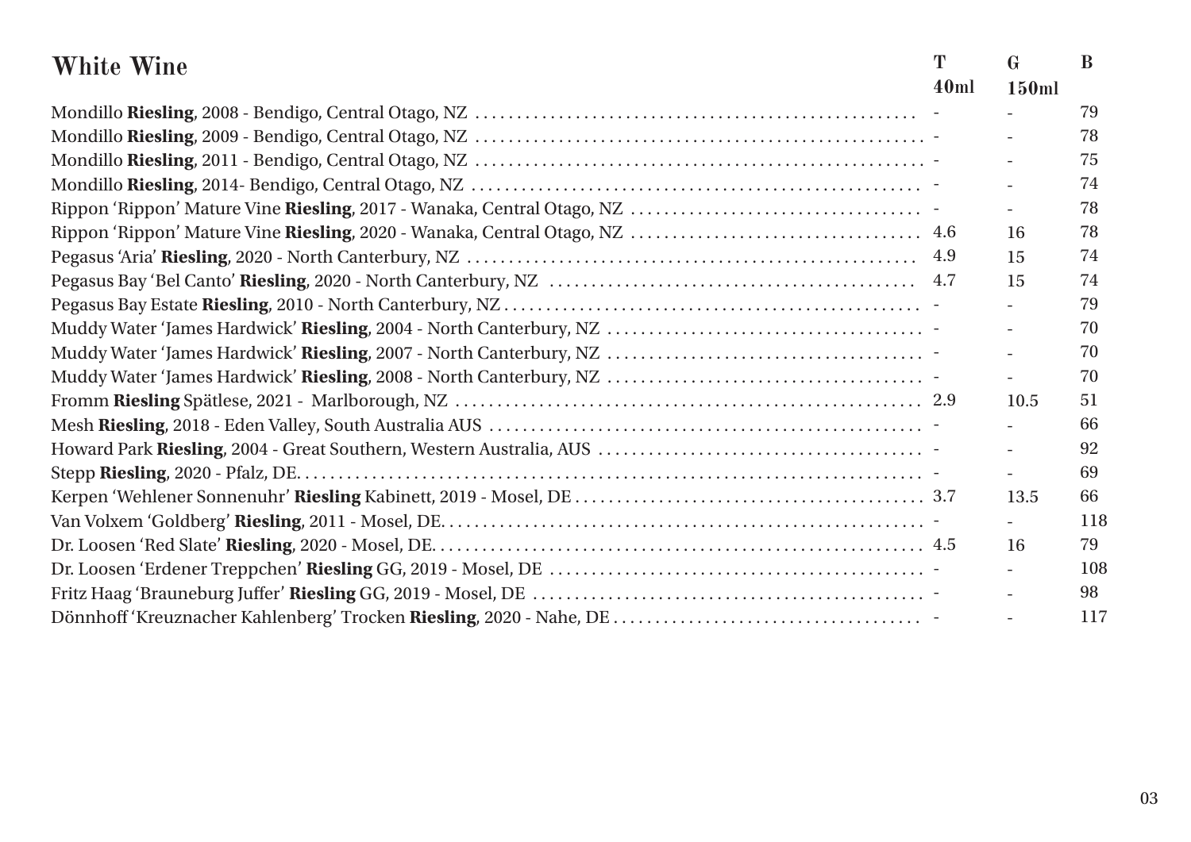| White Wine | T 40ml | G 150ml | B |
| --- | --- | --- | --- |
| Mondillo **Riesling**, 2008 - Bendigo, Central Otago, NZ | - | - | 79 |
| Mondillo **Riesling**, 2009 - Bendigo, Central Otago, NZ | - | - | 78 |
| Mondillo **Riesling**, 2011 - Bendigo, Central Otago, NZ | - | - | 75 |
| Mondillo **Riesling**, 2014- Bendigo, Central Otago, NZ | - | - | 74 |
| Rippon 'Rippon' Mature Vine **Riesling**, 2017 - Wanaka, Central Otago, NZ | - | - | 78 |
| Rippon 'Rippon' Mature Vine **Riesling**, 2020 - Wanaka, Central Otago, NZ | 4.6 | 16 | 78 |
| Pegasus 'Aria' **Riesling**, 2020 - North Canterbury, NZ | 4.9 | 15 | 74 |
| Pegasus Bay 'Bel Canto' **Riesling**, 2020 - North Canterbury, NZ | 4.7 | 15 | 74 |
| Pegasus Bay Estate **Riesling**, 2010 - North Canterbury, NZ | - | - | 79 |
| Muddy Water 'James Hardwick' **Riesling**, 2004 - North Canterbury, NZ | - | - | 70 |
| Muddy Water 'James Hardwick' **Riesling**, 2007 - North Canterbury, NZ | - | - | 70 |
| Muddy Water 'James Hardwick' **Riesling**, 2008 - North Canterbury, NZ | - | - | 70 |
| Fromm **Riesling** Spätlese, 2021 - Marlborough, NZ | 2.9 | 10.5 | 51 |
| Mesh **Riesling**, 2018 - Eden Valley, South Australia AUS | - | - | 66 |
| Howard Park **Riesling**, 2004 - Great Southern, Western Australia, AUS | - | - | 92 |
| Stepp **Riesling**, 2020 - Pfalz, DE. | - | - | 69 |
| Kerpen 'Wehlener Sonnenuhr' **Riesling** Kabinett, 2019 - Mosel, DE | 3.7 | 13.5 | 66 |
| Van Volxem 'Goldberg' **Riesling**, 2011 - Mosel, DE. | - | - | 118 |
| Dr. Loosen 'Red Slate' **Riesling**, 2020 - Mosel, DE. | 4.5 | 16 | 79 |
| Dr. Loosen 'Erdener Treppchen' **Riesling** GG, 2019 - Mosel, DE | - | - | 108 |
| Fritz Haag 'Brauneburg Juffer' **Riesling** GG, 2019 - Mosel, DE | - | - | 98 |
| Dönnhoff 'Kreuznacher Kahlenberg' Trocken **Riesling**, 2020 - Nahe, DE | - | - | 117 |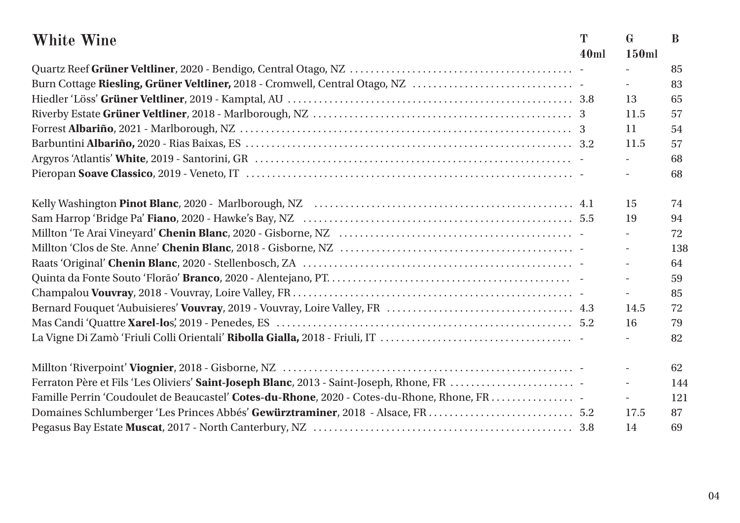## White Wine

| | T 40ml | G 150ml | B |
|---|---|---|---|
| Quartz Reef **Grüner Veltliner**, 2020 - Bendigo, Central Otago, NZ | - | - | 85 |
| Burn Cottage **Riesling, Grüner Veltliner,** 2018 - Cromwell, Central Otago, NZ | - | - | 83 |
| Hiedler 'Löss' **Grüner Veltliner**, 2019 - Kamptal, AU | 3.8 | 13 | 65 |
| Riverby Estate **Grüner Veltliner**, 2018 - Marlborough, NZ | 3 | 11.5 | 57 |
| Forrest **Albariño**, 2021 - Marlborough, NZ | 3 | 11 | 54 |
| Barbuntini **Albariño,** 2020 - Rias Baixas, ES | 3.2 | 11.5 | 57 |
| Argyros 'Atlantis' **White**, 2019 - Santorini, GR | - | - | 68 |
| Pieropan **Soave Classico**, 2019 - Veneto, IT | - | - | 68 |
| | | | |
| Kelly Washington **Pinot Blanc**, 2020 - Marlborough, NZ | 4.1 | 15 | 74 |
| Sam Harrop 'Bridge Pa' **Fiano**, 2020 - Hawke's Bay, NZ | 5.5 | 19 | 94 |
| Millton 'Te Arai Vineyard' **Chenin Blanc**, 2020 - Gisborne, NZ | - | - | 72 |
| Millton 'Clos de Ste. Anne' **Chenin Blanc**, 2018 - Gisborne, NZ | - | - | 138 |
| Raats 'Original' **Chenin Blanc**, 2020 - Stellenbosch, ZA | - | - | 64 |
| Quinta da Fonte Souto 'Florão' **Branco**, 2020 - Alentejano, PT. | - | - | 59 |
| Champalou **Vouvray**, 2018 - Vouvray, Loire Valley, FR | - | - | 85 |
| Bernard Fouquet 'Aubuisieres' **Vouvray**, 2019 - Vouvray, Loire Valley, FR | 4.3 | 14.5 | 72 |
| Mas Candi 'Quattre **Xarel-los**', 2019 - Penedes, ES | 5.2 | 16 | 79 |
| La Vigne Di Zamò 'Friuli Colli Orientali' **Ribolla Gialla,** 2018 - Friuli, IT | - | - | 82 |
| | | | |
| Millton 'Riverpoint' **Viognier**, 2018 - Gisborne, NZ | - | - | 62 |
| Ferraton Père et Fils 'Les Oliviers' **Saint-Joseph Blanc**, 2013 - Saint-Joseph, Rhone, FR | - | - | 144 |
| Famille Perrin 'Coudoulet de Beaucastel' **Cotes-du-Rhone**, 2020 - Cotes-du-Rhone, Rhone, FR | - | - | 121 |
| Domaines Schlumberger 'Les Princes Abbés' **Gewürztraminer**, 2018 - Alsace, FR | 5.2 | 17.5 | 87 |
| Pegasus Bay Estate **Muscat**, 2017 - North Canterbury, NZ | 3.8 | 14 | 69 |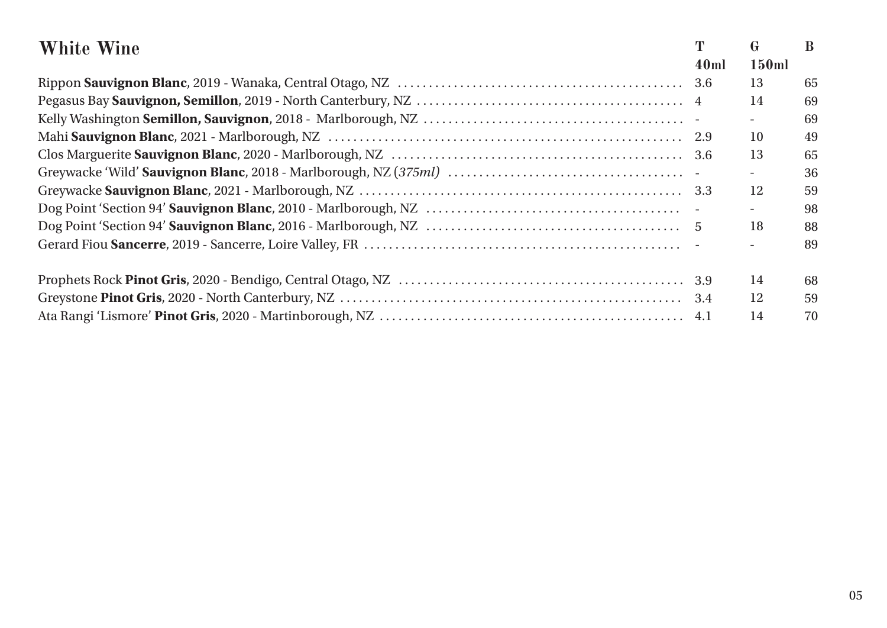## White Wine

| | T<br>40ml | G<br>150ml | B |
|---|---|---|---|
| Rippon **Sauvignon Blanc**, 2019 - Wanaka, Central Otago, NZ | 3.6 | 13 | 65 |
| Pegasus Bay **Sauvignon, Semillon**, 2019 - North Canterbury, NZ | 4 | 14 | 69 |
| Kelly Washington **Semillon, Sauvignon**, 2018 - Marlborough, NZ | - | - | 69 |
| Mahi **Sauvignon Blanc**, 2021 - Marlborough, NZ | 2.9 | 10 | 49 |
| Clos Marguerite **Sauvignon Blanc**, 2020 - Marlborough, NZ | 3.6 | 13 | 65 |
| Greywacke 'Wild' **Sauvignon Blanc**, 2018 - Marlborough, NZ *(375ml)* | - | - | 36 |
| Greywacke **Sauvignon Blanc**, 2021 - Marlborough, NZ | 3.3 | 12 | 59 |
| Dog Point 'Section 94' **Sauvignon Blanc**, 2010 - Marlborough, NZ | - | - | 98 |
| Dog Point 'Section 94' **Sauvignon Blanc**, 2016 - Marlborough, NZ | 5 | 18 | 88 |
| Gerard Fiou **Sancerre**, 2019 - Sancerre, Loire Valley, FR | - | - | 89 |
| | | | |
| Prophets Rock **Pinot Gris**, 2020 - Bendigo, Central Otago, NZ | 3.9 | 14 | 68 |
| Greystone **Pinot Gris**, 2020 - North Canterbury, NZ | 3.4 | 12 | 59 |
| Ata Rangi 'Lismore' **Pinot Gris**, 2020 - Martinborough, NZ | 4.1 | 14 | 70 |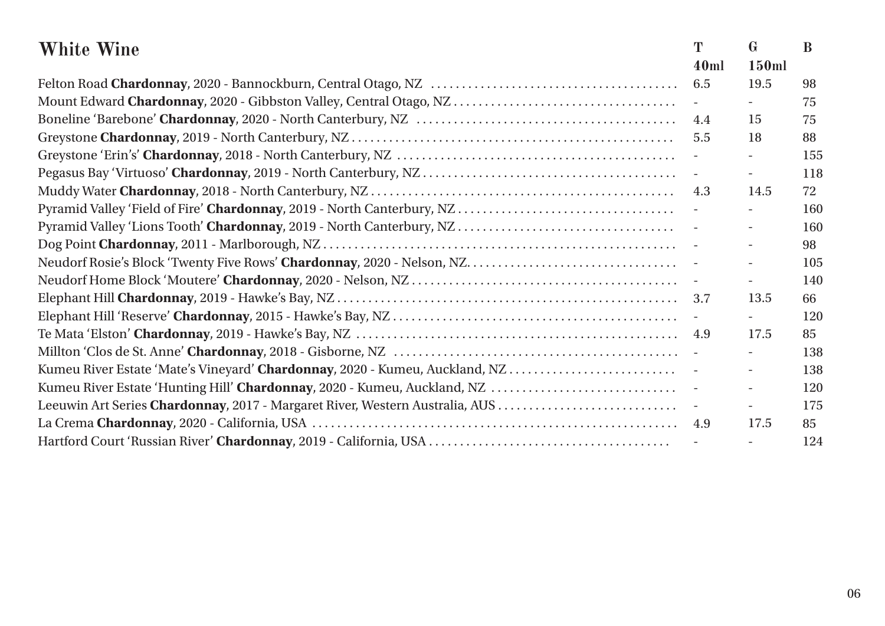## White Wine

| | T 40ml | G 150ml | B |
|---|---|---|---|
| Felton Road **Chardonnay**, 2020 - Bannockburn, Central Otago, NZ | 6.5 | 19.5 | 98 |
| Mount Edward **Chardonnay**, 2020 - Gibbston Valley, Central Otago, NZ | - | - | 75 |
| Boneline 'Barebone' **Chardonnay**, 2020 - North Canterbury, NZ | 4.4 | 15 | 75 |
| Greystone **Chardonnay**, 2019 - North Canterbury, NZ | 5.5 | 18 | 88 |
| Greystone 'Erin's' **Chardonnay**, 2018 - North Canterbury, NZ | - | - | 155 |
| Pegasus Bay 'Virtuoso' **Chardonnay**, 2019 - North Canterbury, NZ | - | - | 118 |
| Muddy Water **Chardonnay**, 2018 - North Canterbury, NZ | 4.3 | 14.5 | 72 |
| Pyramid Valley 'Field of Fire' **Chardonnay**, 2019 - North Canterbury, NZ | - | - | 160 |
| Pyramid Valley 'Lions Tooth' **Chardonnay**, 2019 - North Canterbury, NZ | - | - | 160 |
| Dog Point **Chardonnay**, 2011 - Marlborough, NZ | - | - | 98 |
| Neudorf Rosie's Block 'Twenty Five Rows' **Chardonnay**, 2020 - Nelson, NZ. | - | - | 105 |
| Neudorf Home Block 'Moutere' **Chardonnay**, 2020 - Nelson, NZ | - | - | 140 |
| Elephant Hill **Chardonnay**, 2019 - Hawke's Bay, NZ | 3.7 | 13.5 | 66 |
| Elephant Hill 'Reserve' **Chardonnay**, 2015 - Hawke's Bay, NZ | - | - | 120 |
| Te Mata 'Elston' **Chardonnay**, 2019 - Hawke's Bay, NZ | 4.9 | 17.5 | 85 |
| Millton 'Clos de St. Anne' **Chardonnay**, 2018 - Gisborne, NZ | - | - | 138 |
| Kumeu River Estate 'Mate's Vineyard' **Chardonnay**, 2020 - Kumeu, Auckland, NZ | - | - | 138 |
| Kumeu River Estate 'Hunting Hill' **Chardonnay**, 2020 - Kumeu, Auckland, NZ | - | - | 120 |
| Leeuwin Art Series **Chardonnay**, 2017 - Margaret River, Western Australia, AUS | - | - | 175 |
| La Crema **Chardonnay**, 2020 - California, USA | 4.9 | 17.5 | 85 |
| Hartford Court 'Russian River' **Chardonnay**, 2019 - California, USA | - | - | 124 |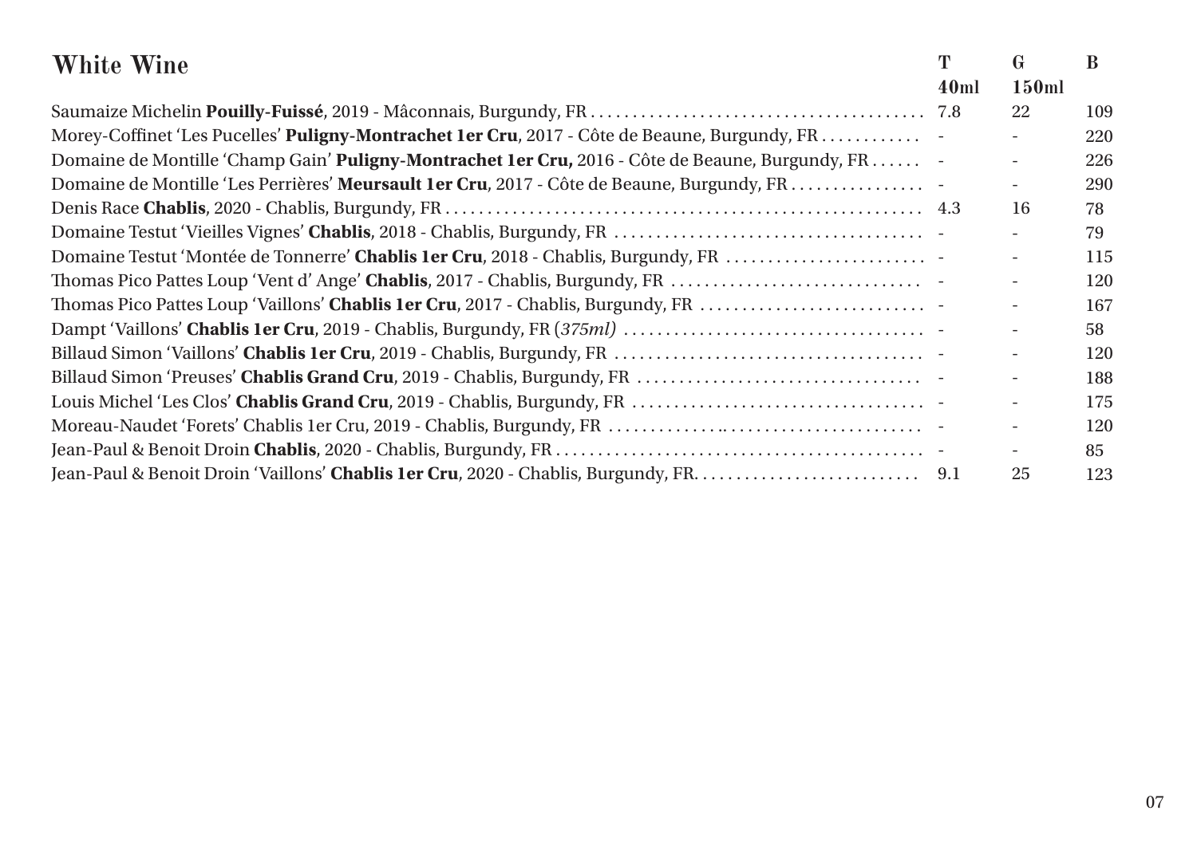## White Wine

| | T 40ml | G 150ml | B |
|---|---|---|---|
| Saumaize Michelin **Pouilly-Fuissé**, 2019 - Mâconnais, Burgundy, FR | 7.8 | 22 | 109 |
| Morey-Coffinet 'Les Pucelles' **Puligny-Montrachet 1er Cru**, 2017 - Côte de Beaune, Burgundy, FR | - | - | 220 |
| Domaine de Montille 'Champ Gain' **Puligny-Montrachet 1er Cru,** 2016 - Côte de Beaune, Burgundy, FR | - | - | 226 |
| Domaine de Montille 'Les Perrières' **Meursault 1er Cru**, 2017 - Côte de Beaune, Burgundy, FR | - | - | 290 |
| Denis Race **Chablis**, 2020 - Chablis, Burgundy, FR | 4.3 | 16 | 78 |
| Domaine Testut 'Vieilles Vignes' **Chablis**, 2018 - Chablis, Burgundy, FR | - | - | 79 |
| Domaine Testut 'Montée de Tonnerre' **Chablis 1er Cru**, 2018 - Chablis, Burgundy, FR | - | - | 115 |
| Thomas Pico Pattes Loup 'Vent d' Ange' **Chablis**, 2017 - Chablis, Burgundy, FR | - | - | 120 |
| Thomas Pico Pattes Loup 'Vaillons' **Chablis 1er Cru**, 2017 - Chablis, Burgundy, FR | - | - | 167 |
| Dampt 'Vaillons' **Chablis 1er Cru**, 2019 - Chablis, Burgundy, FR (*375ml)* | - | - | 58 |
| Billaud Simon 'Vaillons' **Chablis 1er Cru**, 2019 - Chablis, Burgundy, FR | - | - | 120 |
| Billaud Simon 'Preuses' **Chablis Grand Cru**, 2019 - Chablis, Burgundy, FR | - | - | 188 |
| Louis Michel 'Les Clos' **Chablis Grand Cru**, 2019 - Chablis, Burgundy, FR | - | - | 175 |
| Moreau-Naudet 'Forets' Chablis 1er Cru, 2019 - Chablis, Burgundy, FR | - | - | 120 |
| Jean-Paul & Benoit Droin **Chablis**, 2020 - Chablis, Burgundy, FR | - | - | 85 |
| Jean-Paul & Benoit Droin 'Vaillons' **Chablis 1er Cru**, 2020 - Chablis, Burgundy, FR. | 9.1 | 25 | 123 |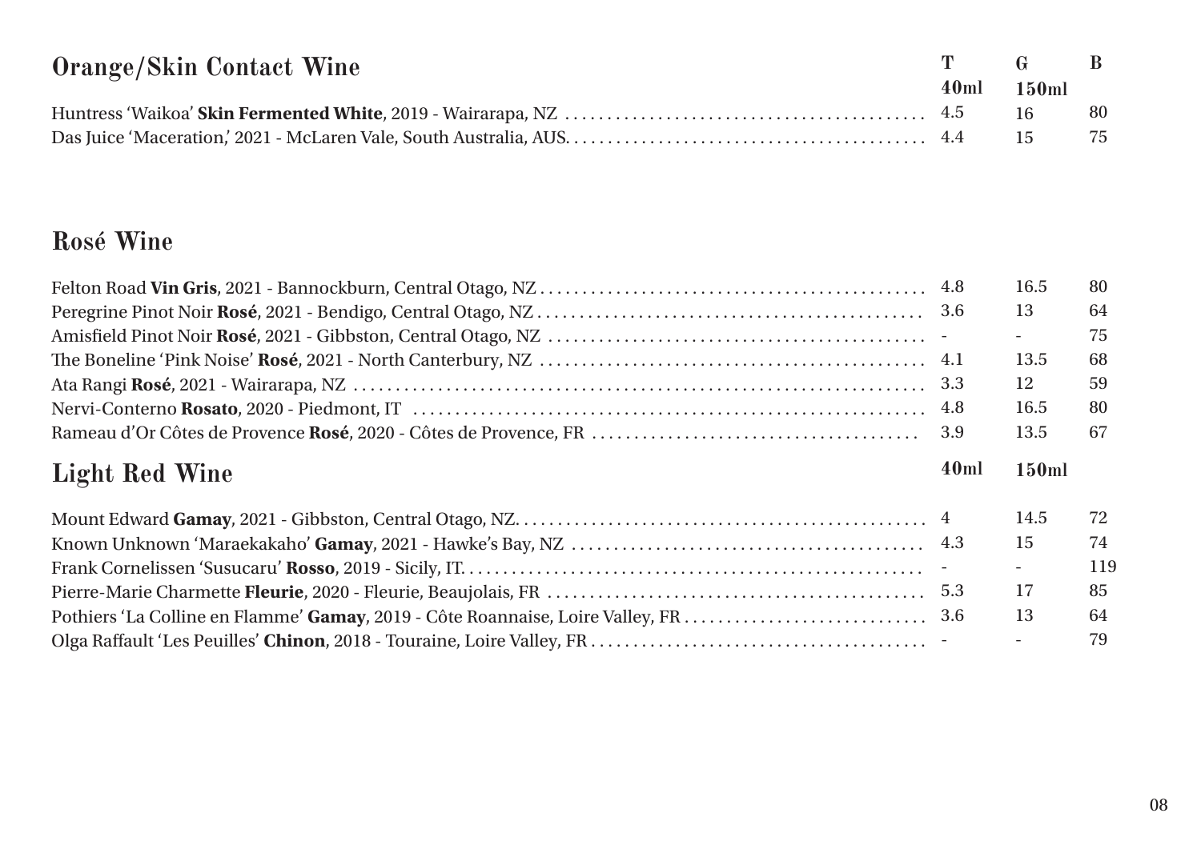## Orange/Skin Contact Wine

| | T 40ml | G 150ml | B |
|---|---|---|---|
| Huntress 'Waikoa' **Skin Fermented White**, 2019 - Wairarapa, NZ | 4.5 | 16 | 80 |
| Das Juice 'Maceration,' 2021 - McLaren Vale, South Australia, AUS. | 4.4 | 15 | 75 |

## Rosé Wine

| | | | |
|---|---|---|---|
| Felton Road **Vin Gris**, 2021 - Bannockburn, Central Otago, NZ | 4.8 | 16.5 | 80 |
| Peregrine Pinot Noir **Rosé**, 2021 - Bendigo, Central Otago, NZ | 3.6 | 13 | 64 |
| Amisfield Pinot Noir **Rosé**, 2021 - Gibbston, Central Otago, NZ | - | - | 75 |
| The Boneline 'Pink Noise' **Rosé**, 2021 - North Canterbury, NZ | 4.1 | 13.5 | 68 |
| Ata Rangi **Rosé**, 2021 - Wairarapa, NZ | 3.3 | 12 | 59 |
| Nervi-Conterno **Rosato**, 2020 - Piedmont, IT | 4.8 | 16.5 | 80 |
| Rameau d'Or Côtes de Provence **Rosé**, 2020 - Côtes de Provence, FR | 3.9 | 13.5 | 67 |

## Light Red Wine

| | 40ml | 150ml | |
|---|---|---|---|
| Mount Edward **Gamay**, 2021 - Gibbston, Central Otago, NZ. | 4 | 14.5 | 72 |
| Known Unknown 'Maraekakaho' **Gamay**, 2021 - Hawke's Bay, NZ | 4.3 | 15 | 74 |
| Frank Cornelissen 'Susucaru' **Rosso**, 2019 - Sicily, IT. | - | - | 119 |
| Pierre-Marie Charmette **Fleurie**, 2020 - Fleurie, Beaujolais, FR | 5.3 | 17 | 85 |
| Pothiers 'La Colline en Flamme' **Gamay**, 2019 - Côte Roannaise, Loire Valley, FR | 3.6 | 13 | 64 |
| Olga Raffault 'Les Peuilles' **Chinon**, 2018 - Touraine, Loire Valley, FR | - | - | 79 |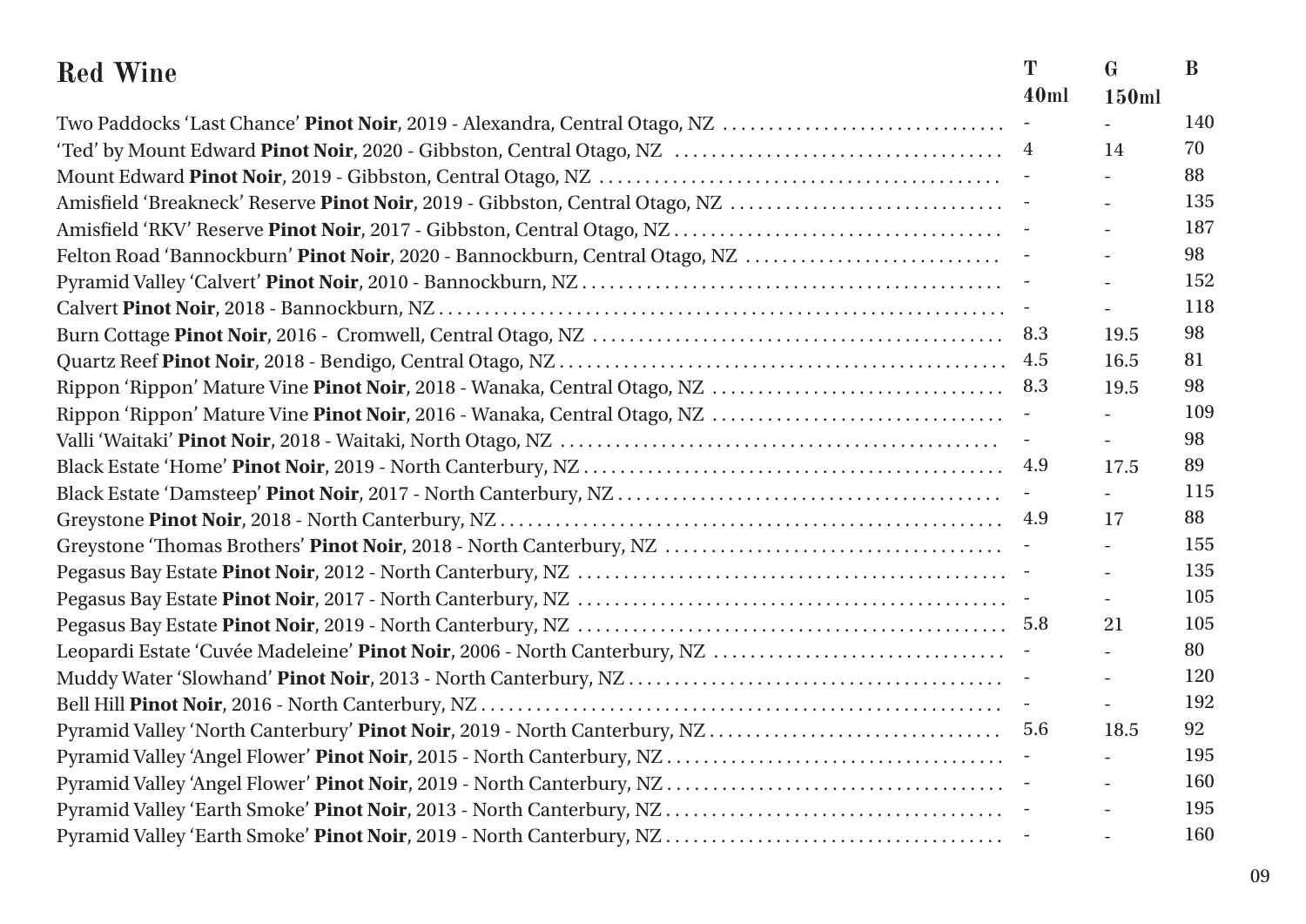## Red Wine

| | T 40ml | G 150ml | B |
|---|---|---|---|
| Two Paddocks 'Last Chance' **Pinot Noir**, 2019 - Alexandra, Central Otago, NZ | - | - | 140 |
| 'Ted' by Mount Edward **Pinot Noir**, 2020 - Gibbston, Central Otago, NZ | 4 | 14 | 70 |
| Mount Edward **Pinot Noir**, 2019 - Gibbston, Central Otago, NZ | - | - | 88 |
| Amisfield 'Breakneck' Reserve **Pinot Noir**, 2019 - Gibbston, Central Otago, NZ | - | - | 135 |
| Amisfield 'RKV' Reserve **Pinot Noir**, 2017 - Gibbston, Central Otago, NZ | - | - | 187 |
| Felton Road 'Bannockburn' **Pinot Noir**, 2020 - Bannockburn, Central Otago, NZ | - | - | 98 |
| Pyramid Valley 'Calvert' **Pinot Noir**, 2010 - Bannockburn, NZ | - | - | 152 |
| Calvert **Pinot Noir**, 2018 - Bannockburn, NZ | - | - | 118 |
| Burn Cottage **Pinot Noir**, 2016 - Cromwell, Central Otago, NZ | 8.3 | 19.5 | 98 |
| Quartz Reef **Pinot Noir**, 2018 - Bendigo, Central Otago, NZ | 4.5 | 16.5 | 81 |
| Rippon 'Rippon' Mature Vine **Pinot Noir**, 2018 - Wanaka, Central Otago, NZ | 8.3 | 19.5 | 98 |
| Rippon 'Rippon' Mature Vine **Pinot Noir**, 2016 - Wanaka, Central Otago, NZ | - | - | 109 |
| Valli 'Waitaki' **Pinot Noir**, 2018 - Waitaki, North Otago, NZ | - | - | 98 |
| Black Estate 'Home' **Pinot Noir**, 2019 - North Canterbury, NZ | 4.9 | 17.5 | 89 |
| Black Estate 'Damsteep' **Pinot Noir**, 2017 - North Canterbury, NZ | - | - | 115 |
| Greystone **Pinot Noir**, 2018 - North Canterbury, NZ | 4.9 | 17 | 88 |
| Greystone 'Thomas Brothers' **Pinot Noir**, 2018 - North Canterbury, NZ | - | - | 155 |
| Pegasus Bay Estate **Pinot Noir**, 2012 - North Canterbury, NZ | - | - | 135 |
| Pegasus Bay Estate **Pinot Noir**, 2017 - North Canterbury, NZ | - | - | 105 |
| Pegasus Bay Estate **Pinot Noir**, 2019 - North Canterbury, NZ | 5.8 | 21 | 105 |
| Leopardi Estate 'Cuvée Madeleine' **Pinot Noir**, 2006 - North Canterbury, NZ | - | - | 80 |
| Muddy Water 'Slowhand' **Pinot Noir**, 2013 - North Canterbury, NZ | - | - | 120 |
| Bell Hill **Pinot Noir**, 2016 - North Canterbury, NZ | - | - | 192 |
| Pyramid Valley 'North Canterbury' **Pinot Noir**, 2019 - North Canterbury, NZ | 5.6 | 18.5 | 92 |
| Pyramid Valley 'Angel Flower' **Pinot Noir**, 2015 - North Canterbury, NZ | - | - | 195 |
| Pyramid Valley 'Angel Flower' **Pinot Noir**, 2019 - North Canterbury, NZ | - | - | 160 |
| Pyramid Valley 'Earth Smoke' **Pinot Noir**, 2013 - North Canterbury, NZ | - | - | 195 |
| Pyramid Valley 'Earth Smoke' **Pinot Noir**, 2019 - North Canterbury, NZ | - | - | 160 |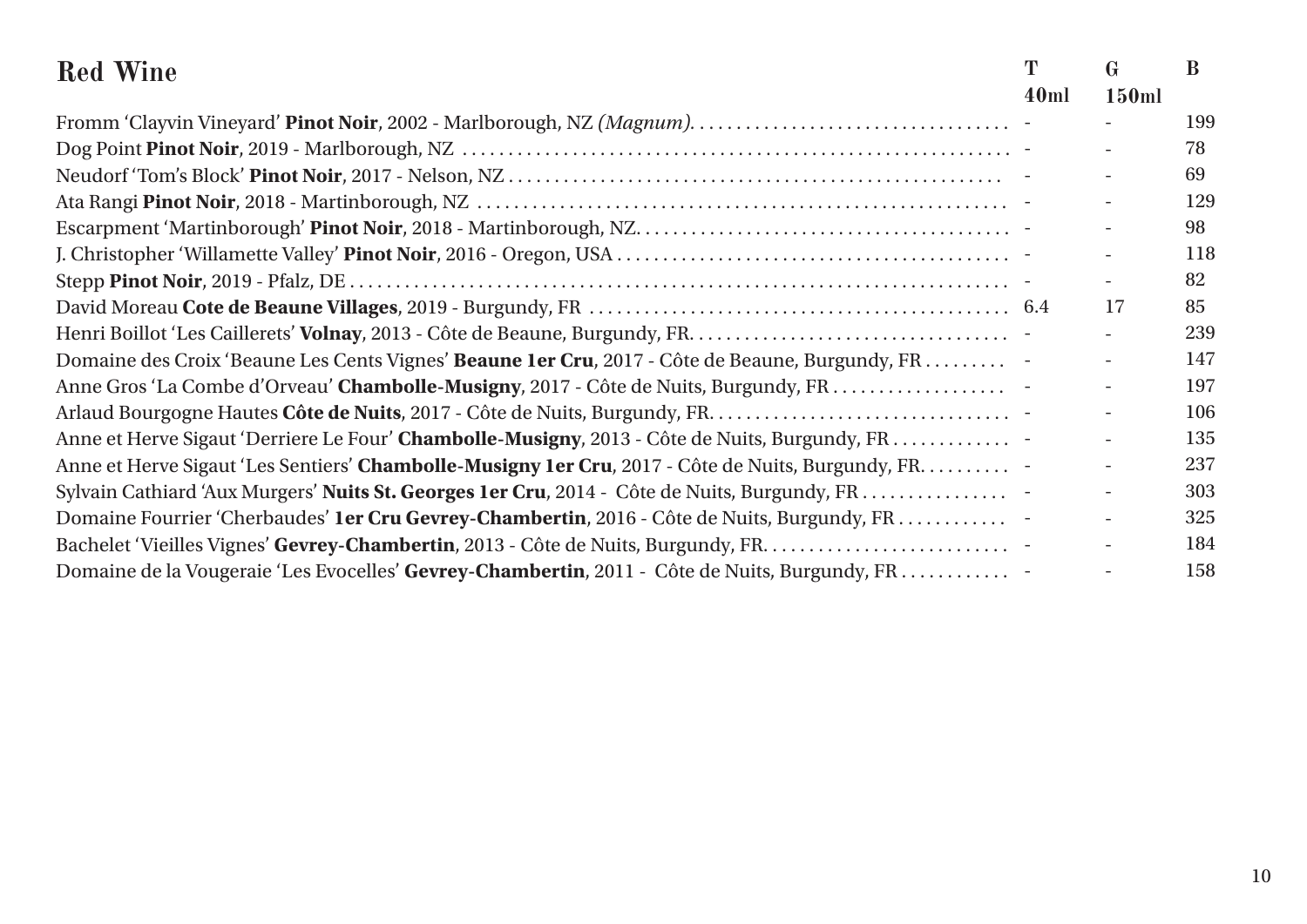## Red Wine

| | T 40ml | G 150ml | B |
|---|---|---|---|
| Fromm 'Clayvin Vineyard' **Pinot Noir**, 2002 - Marlborough, NZ *(Magnum)* | - | - | 199 |
| Dog Point **Pinot Noir**, 2019 - Marlborough, NZ | - | - | 78 |
| Neudorf 'Tom's Block' **Pinot Noir**, 2017 - Nelson, NZ | - | - | 69 |
| Ata Rangi **Pinot Noir**, 2018 - Martinborough, NZ | - | - | 129 |
| Escarpment 'Martinborough' **Pinot Noir**, 2018 - Martinborough, NZ. | - | - | 98 |
| J. Christopher 'Willamette Valley' **Pinot Noir**, 2016 - Oregon, USA | - | - | 118 |
| Stepp **Pinot Noir**, 2019 - Pfalz, DE | - | - | 82 |
| David Moreau **Cote de Beaune Villages**, 2019 - Burgundy, FR | 6.4 | 17 | 85 |
| Henri Boillot 'Les Caillerets' **Volnay**, 2013 - Côte de Beaune, Burgundy, FR. | - | - | 239 |
| Domaine des Croix 'Beaune Les Cents Vignes' **Beaune 1er Cru**, 2017 - Côte de Beaune, Burgundy, FR | - | - | 147 |
| Anne Gros 'La Combe d'Orveau' **Chambolle-Musigny**, 2017 - Côte de Nuits, Burgundy, FR | - | - | 197 |
| Arlaud Bourgogne Hautes **Côte de Nuits**, 2017 - Côte de Nuits, Burgundy, FR. | - | - | 106 |
| Anne et Herve Sigaut 'Derriere Le Four' **Chambolle-Musigny**, 2013 - Côte de Nuits, Burgundy, FR | - | - | 135 |
| Anne et Herve Sigaut 'Les Sentiers' **Chambolle-Musigny 1er Cru**, 2017 - Côte de Nuits, Burgundy, FR. | - | - | 237 |
| Sylvain Cathiard 'Aux Murgers' **Nuits St. Georges 1er Cru**, 2014 - Côte de Nuits, Burgundy, FR | - | - | 303 |
| Domaine Fourrier 'Cherbaudes' **1er Cru Gevrey-Chambertin**, 2016 - Côte de Nuits, Burgundy, FR | - | - | 325 |
| Bachelet 'Vieilles Vignes' **Gevrey-Chambertin**, 2013 - Côte de Nuits, Burgundy, FR. | - | - | 184 |
| Domaine de la Vougeraie 'Les Evocelles' **Gevrey-Chambertin**, 2011 - Côte de Nuits, Burgundy, FR | - | - | 158 |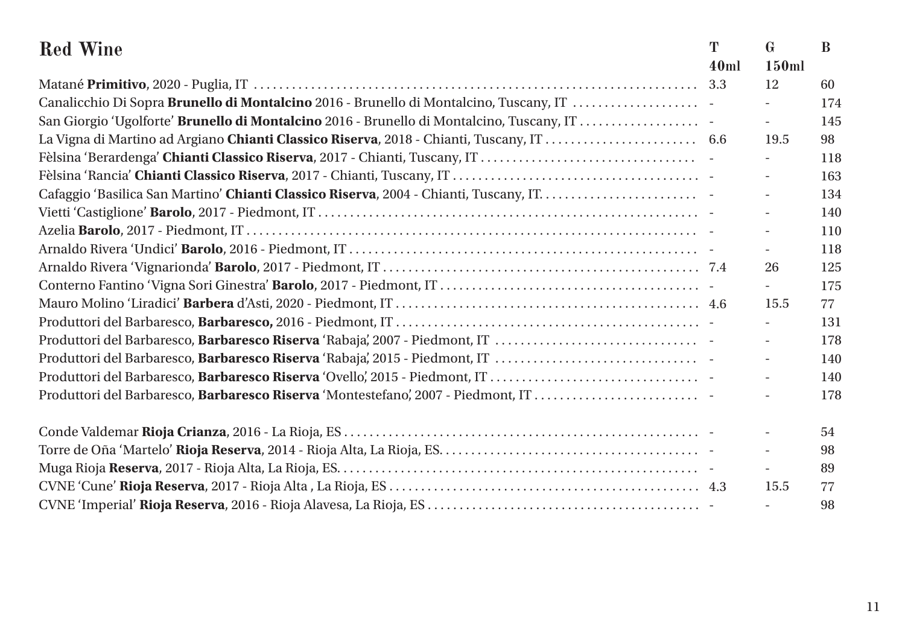| Red Wine | T 40ml | G 150ml | B |
|---|---|---|---|
| Matané **Primitivo**, 2020 - Puglia, IT | 3.3 | 12 | 60 |
| Canalicchio Di Sopra **Brunello di Montalcino** 2016 - Brunello di Montalcino, Tuscany, IT | - | - | 174 |
| San Giorgio 'Ugolforte' **Brunello di Montalcino** 2016 - Brunello di Montalcino, Tuscany, IT | - | - | 145 |
| La Vigna di Martino ad Argiano **Chianti Classico Riserva**, 2018 - Chianti, Tuscany, IT | 6.6 | 19.5 | 98 |
| Fèlsina 'Berardenga' **Chianti Classico Riserva**, 2017 - Chianti, Tuscany, IT | - | - | 118 |
| Fèlsina 'Rancia' **Chianti Classico Riserva**, 2017 - Chianti, Tuscany, IT | - | - | 163 |
| Cafaggio 'Basilica San Martino' **Chianti Classico Riserva**, 2004 - Chianti, Tuscany, IT. | - | - | 134 |
| Vietti 'Castiglione' **Barolo**, 2017 - Piedmont, IT | - | - | 140 |
| Azelia **Barolo**, 2017 - Piedmont, IT | - | - | 110 |
| Arnaldo Rivera 'Undici' **Barolo**, 2016 - Piedmont, IT | - | - | 118 |
| Arnaldo Rivera 'Vignarionda' **Barolo**, 2017 - Piedmont, IT | 7.4 | 26 | 125 |
| Conterno Fantino 'Vigna Sori Ginestra' **Barolo**, 2017 - Piedmont, IT | - | - | 175 |
| Mauro Molino 'Liradici' **Barbera** d'Asti, 2020 - Piedmont, IT | 4.6 | 15.5 | 77 |
| Produttori del Barbaresco, **Barbaresco,** 2016 - Piedmont, IT | - | - | 131 |
| Produttori del Barbaresco, **Barbaresco Riserva** 'Rabaja', 2007 - Piedmont, IT | - | - | 178 |
| Produttori del Barbaresco, **Barbaresco Riserva** 'Rabaja', 2015 - Piedmont, IT | - | - | 140 |
| Produttori del Barbaresco, **Barbaresco Riserva** 'Ovello', 2015 - Piedmont, IT | - | - | 140 |
| Produttori del Barbaresco, **Barbaresco Riserva** 'Montestefano', 2007 - Piedmont, IT | - | - | 178 |
| | | | |
| Conde Valdemar **Rioja Crianza**, 2016 - La Rioja, ES | - | - | 54 |
| Torre de Oña 'Martelo' **Rioja Reserva**, 2014 - Rioja Alta, La Rioja, ES. | - | - | 98 |
| Muga Rioja **Reserva**, 2017 - Rioja Alta, La Rioja, ES. | - | - | 89 |
| CVNE 'Cune' **Rioja Reserva**, 2017 - Rioja Alta , La Rioja, ES | 4.3 | 15.5 | 77 |
| CVNE 'Imperial' **Rioja Reserva**, 2016 - Rioja Alavesa, La Rioja, ES | - | - | 98 |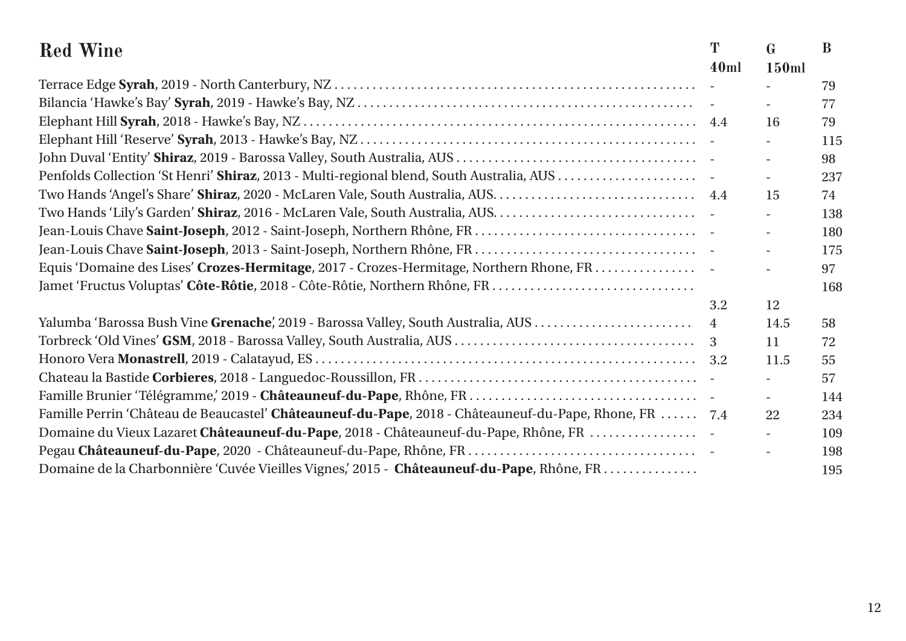## Red Wine

| Wine | T 40ml | G 150ml | B |
|---|---|---|---|
| Terrace Edge **Syrah**, 2019 - North Canterbury, NZ | - | - | 79 |
| Bilancia 'Hawke's Bay' **Syrah**, 2019 - Hawke's Bay, NZ | - | - | 77 |
| Elephant Hill **Syrah**, 2018 - Hawke's Bay, NZ | 4.4 | 16 | 79 |
| Elephant Hill 'Reserve' **Syrah**, 2013 - Hawke's Bay, NZ | - | - | 115 |
| John Duval 'Entity' **Shiraz**, 2019 - Barossa Valley, South Australia, AUS | - | - | 98 |
| Penfolds Collection 'St Henri' **Shiraz**, 2013 - Multi-regional blend, South Australia, AUS | - | - | 237 |
| Two Hands 'Angel's Share' **Shiraz**, 2020 - McLaren Vale, South Australia, AUS. | 4.4 | 15 | 74 |
| Two Hands 'Lily's Garden' **Shiraz**, 2016 - McLaren Vale, South Australia, AUS. | - | - | 138 |
| Jean-Louis Chave **Saint-Joseph**, 2012 - Saint-Joseph, Northern Rhône, FR | - | - | 180 |
| Jean-Louis Chave **Saint-Joseph**, 2013 - Saint-Joseph, Northern Rhône, FR | - | - | 175 |
| Equis 'Domaine des Lises' **Crozes-Hermitage**, 2017 - Crozes-Hermitage, Northern Rhone, FR | - | - | 97 |
| Jamet 'Fructus Voluptas' **Côte-Rôtie**, 2018 - Côte-Rôtie, Northern Rhône, FR | | | 168 |
| | 3.2 | 12 | |
| Yalumba 'Barossa Bush Vine **Grenache**', 2019 - Barossa Valley, South Australia, AUS | 4 | 14.5 | 58 |
| Torbreck 'Old Vines' **GSM**, 2018 - Barossa Valley, South Australia, AUS | 3 | 11 | 72 |
| Honoro Vera **Monastrell**, 2019 - Calatayud, ES | 3.2 | 11.5 | 55 |
| Chateau la Bastide **Corbieres**, 2018 - Languedoc-Roussillon, FR | - | - | 57 |
| Famille Brunier 'Télégramme,' 2019 - **Châteauneuf-du-Pape**, Rhône, FR | - | - | 144 |
| Famille Perrin 'Château de Beaucastel' **Châteauneuf-du-Pape**, 2018 - Châteauneuf-du-Pape, Rhone, FR | 7.4 | 22 | 234 |
| Domaine du Vieux Lazaret **Châteauneuf-du-Pape**, 2018 - Châteauneuf-du-Pape, Rhône, FR | - | - | 109 |
| Pegau **Châteauneuf-du-Pape**, 2020 - Châteauneuf-du-Pape, Rhône, FR | - | - | 198 |
| Domaine de la Charbonnière 'Cuvée Vieilles Vignes,' 2015 - **Châteauneuf-du-Pape**, Rhône, FR | | | 195 |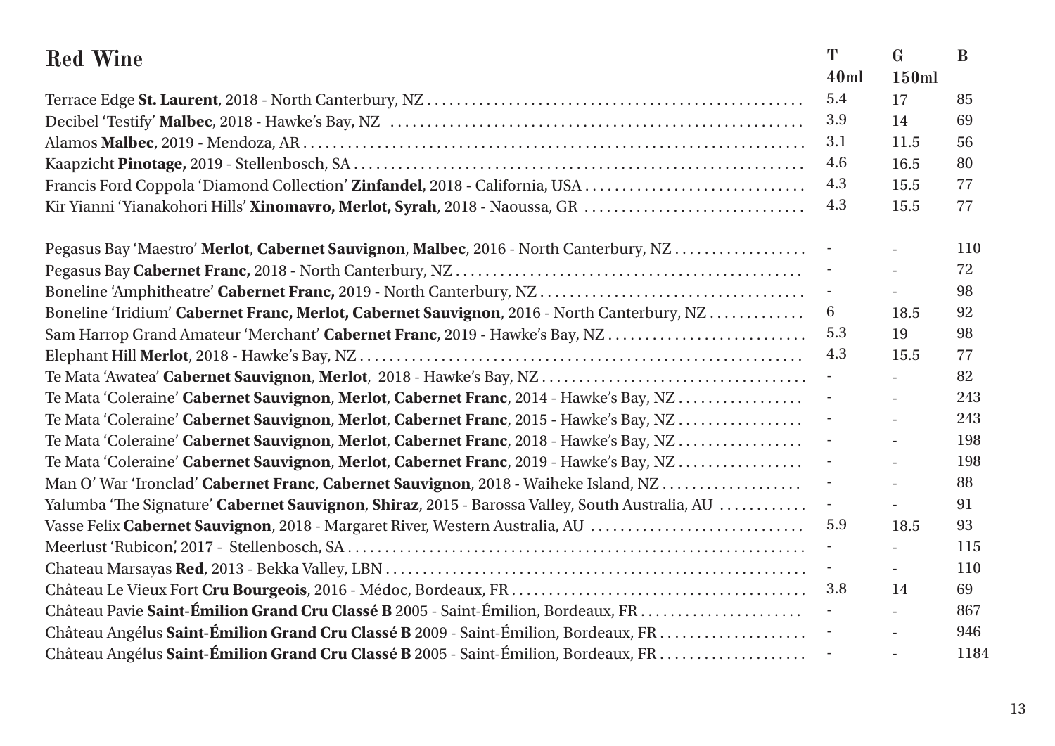## Red Wine

| Red Wine | T 40ml | G 150ml | B |
|---|---|---|---|
| Terrace Edge **St. Laurent**, 2018 - North Canterbury, NZ | 5.4 | 17 | 85 |
| Decibel 'Testify' **Malbec**, 2018 - Hawke's Bay, NZ | 3.9 | 14 | 69 |
| Alamos **Malbec**, 2019 - Mendoza, AR | 3.1 | 11.5 | 56 |
| Kaapzicht **Pinotage,** 2019 - Stellenbosch, SA | 4.6 | 16.5 | 80 |
| Francis Ford Coppola 'Diamond Collection' **Zinfandel**, 2018 - California, USA | 4.3 | 15.5 | 77 |
| Kir Yianni 'Yianakohori Hills' **Xinomavro, Merlot, Syrah**, 2018 - Naoussa, GR | 4.3 | 15.5 | 77 |
| | | | |
| Pegasus Bay 'Maestro' **Merlot**, **Cabernet Sauvignon**, **Malbec**, 2016 - North Canterbury, NZ | - | - | 110 |
| Pegasus Bay **Cabernet Franc,** 2018 - North Canterbury, NZ | - | - | 72 |
| Boneline 'Amphitheatre' **Cabernet Franc,** 2019 - North Canterbury, NZ | - | - | 98 |
| Boneline 'Iridium' **Cabernet Franc, Merlot, Cabernet Sauvignon**, 2016 - North Canterbury, NZ | 6 | 18.5 | 92 |
| Sam Harrop Grand Amateur 'Merchant' **Cabernet Franc**, 2019 - Hawke's Bay, NZ | 5.3 | 19 | 98 |
| Elephant Hill **Merlot**, 2018 - Hawke's Bay, NZ | 4.3 | 15.5 | 77 |
| Te Mata 'Awatea' **Cabernet Sauvignon**, **Merlot**, 2018 - Hawke's Bay, NZ | - | - | 82 |
| Te Mata 'Coleraine' **Cabernet Sauvignon**, **Merlot**, **Cabernet Franc**, 2014 - Hawke's Bay, NZ | - | - | 243 |
| Te Mata 'Coleraine' **Cabernet Sauvignon**, **Merlot**, **Cabernet Franc**, 2015 - Hawke's Bay, NZ | - | - | 243 |
| Te Mata 'Coleraine' **Cabernet Sauvignon**, **Merlot**, **Cabernet Franc**, 2018 - Hawke's Bay, NZ | - | - | 198 |
| Te Mata 'Coleraine' **Cabernet Sauvignon**, **Merlot**, **Cabernet Franc**, 2019 - Hawke's Bay, NZ | - | - | 198 |
| Man O' War 'Ironclad' **Cabernet Franc**, **Cabernet Sauvignon**, 2018 - Waiheke Island, NZ | - | - | 88 |
| Yalumba 'The Signature' **Cabernet Sauvignon**, **Shiraz**, 2015 - Barossa Valley, South Australia, AU | - | - | 91 |
| Vasse Felix **Cabernet Sauvignon**, 2018 - Margaret River, Western Australia, AU | 5.9 | 18.5 | 93 |
| Meerlust 'Rubicon', 2017 - Stellenbosch, SA | - | - | 115 |
| Chateau Marsayas **Red**, 2013 - Bekka Valley, LBN | - | - | 110 |
| Château Le Vieux Fort **Cru Bourgeois**, 2016 - Médoc, Bordeaux, FR | 3.8 | 14 | 69 |
| Château Pavie **Saint-Émilion Grand Cru Classé B** 2005 - Saint-Émilion, Bordeaux, FR | - | - | 867 |
| Château Angélus **Saint-Émilion Grand Cru Classé B** 2009 - Saint-Émilion, Bordeaux, FR | - | - | 946 |
| Château Angélus **Saint-Émilion Grand Cru Classé B** 2005 - Saint-Émilion, Bordeaux, FR | - | - | 1184 |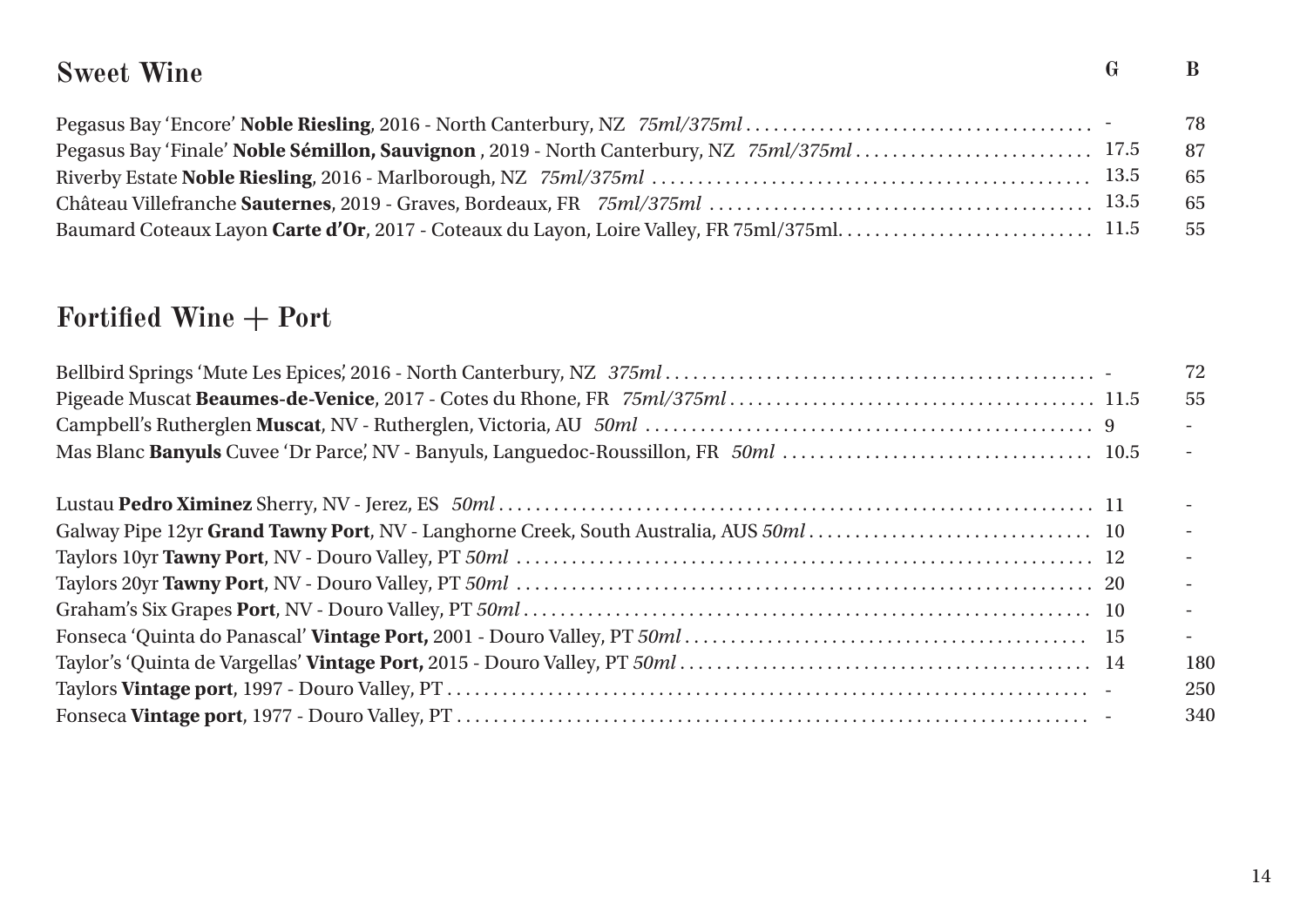## Sweet Wine

| Wine | G | B |
|---|---|---|
| Pegasus Bay 'Encore' **Noble Riesling**, 2016 - North Canterbury, NZ *75ml/375ml* | - | 78 |
| Pegasus Bay 'Finale' **Noble Sémillon, Sauvignon** , 2019 - North Canterbury, NZ *75ml/375ml* | 17.5 | 87 |
| Riverby Estate **Noble Riesling**, 2016 - Marlborough, NZ *75ml/375ml* | 13.5 | 65 |
| Château Villefranche **Sauternes**, 2019 - Graves, Bordeaux, FR *75ml/375ml* | 13.5 | 65 |
| Baumard Coteaux Layon **Carte d'Or**, 2017 - Coteaux du Layon, Loire Valley, FR 75ml/375ml. | 11.5 | 55 |

## Fortified Wine + Port

| Wine | G | B |
|---|---|---|
| Bellbird Springs 'Mute Les Epices', 2016 - North Canterbury, NZ *375ml* | - | 72 |
| Pigeade Muscat **Beaumes-de-Venice**, 2017 - Cotes du Rhone, FR *75ml/375ml* | 11.5 | 55 |
| Campbell's Rutherglen **Muscat**, NV - Rutherglen, Victoria, AU *50ml* | 9 | - |
| Mas Blanc **Banyuls** Cuvee 'Dr Parce', NV - Banyuls, Languedoc-Roussillon, FR *50ml* | 10.5 | - |
| Lustau **Pedro Ximinez** Sherry, NV - Jerez, ES *50ml* | 11 | - |
| Galway Pipe 12yr **Grand Tawny Port**, NV - Langhorne Creek, South Australia, AUS *50ml* | 10 | - |
| Taylors 10yr **Tawny Port**, NV - Douro Valley, PT *50ml* | 12 | - |
| Taylors 20yr **Tawny Port**, NV - Douro Valley, PT *50ml* | 20 | - |
| Graham's Six Grapes **Port**, NV - Douro Valley, PT *50ml* | 10 | - |
| Fonseca 'Quinta do Panascal' **Vintage Port,** 2001 - Douro Valley, PT *50ml* | 15 | - |
| Taylor's 'Quinta de Vargellas' **Vintage Port,** 2015 - Douro Valley, PT *50ml* | 14 | 180 |
| Taylors **Vintage port**, 1997 - Douro Valley, PT | - | 250 |
| Fonseca **Vintage port**, 1977 - Douro Valley, PT | - | 340 |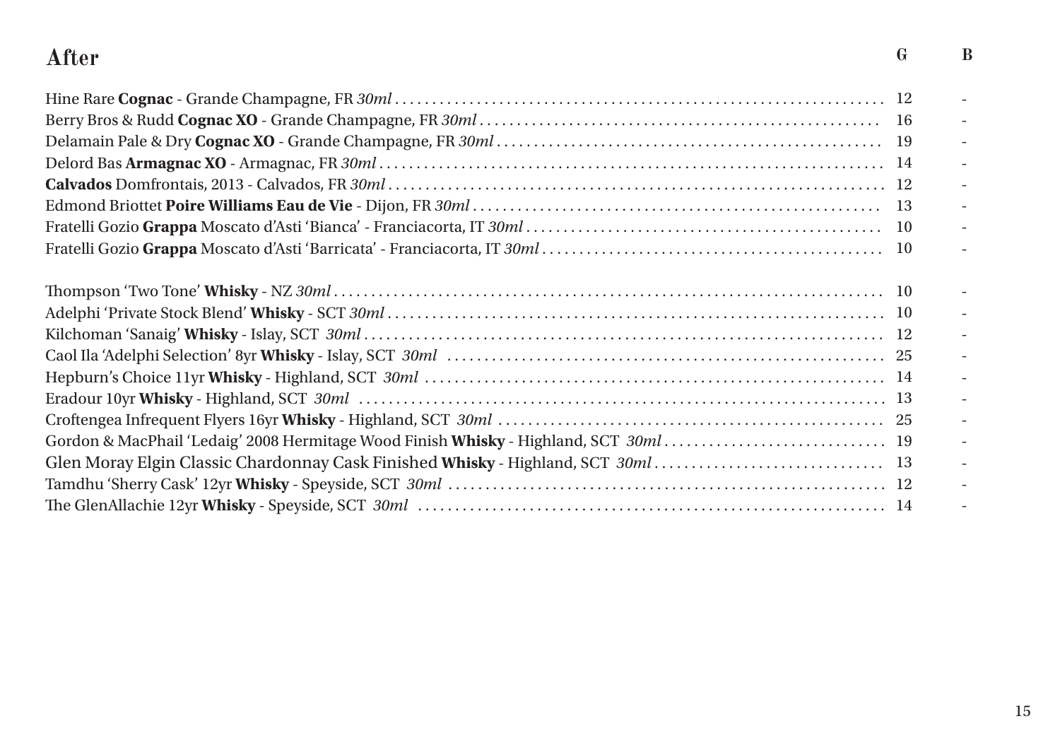## After

| | G | B |
|---|---|---|
| Hine Rare **Cognac** - Grande Champagne, FR *30ml* | 12 | - |
| Berry Bros & Rudd **Cognac XO** - Grande Champagne, FR *30ml* | 16 | - |
| Delamain Pale & Dry **Cognac XO** - Grande Champagne, FR *30ml* | 19 | - |
| Delord Bas **Armagnac XO** - Armagnac, FR *30ml* | 14 | - |
| **Calvados** Domfrontais, 2013 - Calvados, FR *30ml* | 12 | - |
| Edmond Briottet **Poire Williams Eau de Vie** - Dijon, FR *30ml* | 13 | - |
| Fratelli Gozio **Grappa** Moscato d'Asti 'Bianca' - Franciacorta, IT *30ml* | 10 | - |
| Fratelli Gozio **Grappa** Moscato d'Asti 'Barricata' - Franciacorta, IT *30ml* | 10 | - |
| Thompson 'Two Tone' **Whisky** - NZ *30ml* | 10 | - |
| Adelphi 'Private Stock Blend' **Whisky** - SCT *30ml* | 10 | - |
| Kilchoman 'Sanaig' **Whisky** - Islay, SCT *30ml* | 12 | - |
| Caol Ila 'Adelphi Selection' 8yr **Whisky** - Islay, SCT *30ml* | 25 | - |
| Hepburn's Choice 11yr **Whisky** - Highland, SCT *30ml* | 14 | - |
| Eradour 10yr **Whisky** - Highland, SCT *30ml* | 13 | - |
| Croftengea Infrequent Flyers 16yr **Whisky** - Highland, SCT *30ml* | 25 | - |
| Gordon & MacPhail 'Ledaig' 2008 Hermitage Wood Finish **Whisky** - Highland, SCT *30ml* | 19 | - |
| Glen Moray Elgin Classic Chardonnay Cask Finished **Whisky** - Highland, SCT *30ml* | 13 | - |
| Tamdhu 'Sherry Cask' 12yr **Whisky** - Speyside, SCT *30ml* | 12 | - |
| The GlenAllachie 12yr **Whisky** - Speyside, SCT *30ml* | 14 | - |